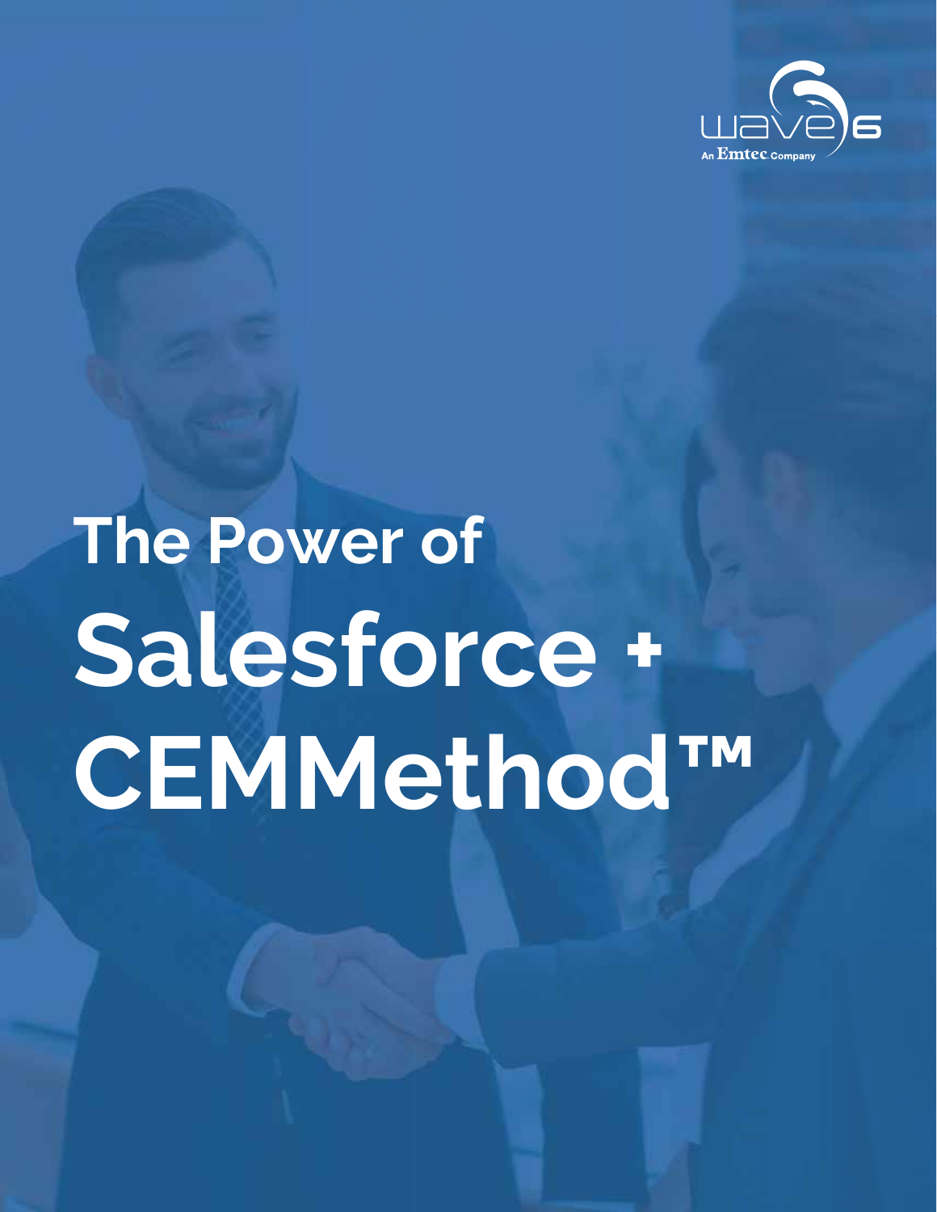# The Power of Salesforce + CEMMethod™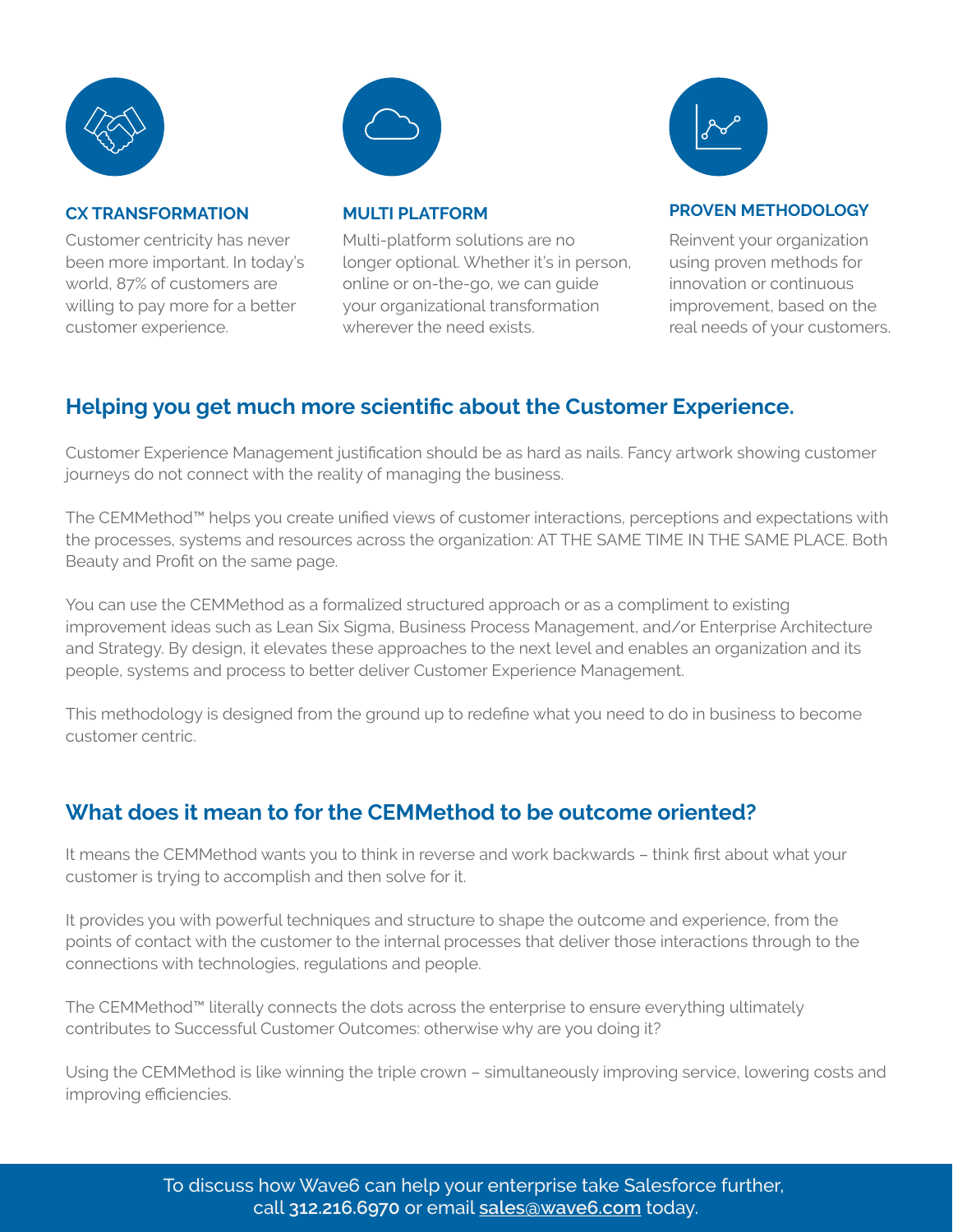### CX TRANSFORMATION

Customer centricity has never been more important. In today's world, 87% of customers are willing to pay more for a better customer experience.

### MULTI PLATFORM

Multi-platform solutions are no longer optional. Whether it's in person, online or on-the-go, we can guide your organizational transformation wherever the need exists.

### PROVEN METHODOLOGY

Reinvent your organization using proven methods for innovation or continuous improvement, based on the real needs of your customers.

## Helping you get much more scientific about the Customer Experience.

Customer Experience Management justification should be as hard as nails. Fancy artwork showing customer journeys do not connect with the reality of managing the business.

The CEMMethod™ helps you create unified views of customer interactions, perceptions and expectations with the processes, systems and resources across the organization: AT THE SAME TIME IN THE SAME PLACE. Both Beauty and Profit on the same page.

You can use the CEMMethod as a formalized structured approach or as a compliment to existing improvement ideas such as Lean Six Sigma, Business Process Management, and/or Enterprise Architecture and Strategy. By design, it elevates these approaches to the next level and enables an organization and its people, systems and process to better deliver Customer Experience Management.

This methodology is designed from the ground up to redefine what you need to do in business to become customer centric.

## What does it mean to for the CEMMethod to be outcome oriented?

It means the CEMMethod wants you to think in reverse and work backwards – think first about what your customer is trying to accomplish and then solve for it.

It provides you with powerful techniques and structure to shape the outcome and experience, from the points of contact with the customer to the internal processes that deliver those interactions through to the connections with technologies, regulations and people.

The CEMMethod™ literally connects the dots across the enterprise to ensure everything ultimately contributes to Successful Customer Outcomes: otherwise why are you doing it?

Using the CEMMethod is like winning the triple crown – simultaneously improving service, lowering costs and improving efficiencies.

To discuss how Wave6 can help your enterprise take Salesforce further, call **312.216.6970** or email sales@wave6.com today.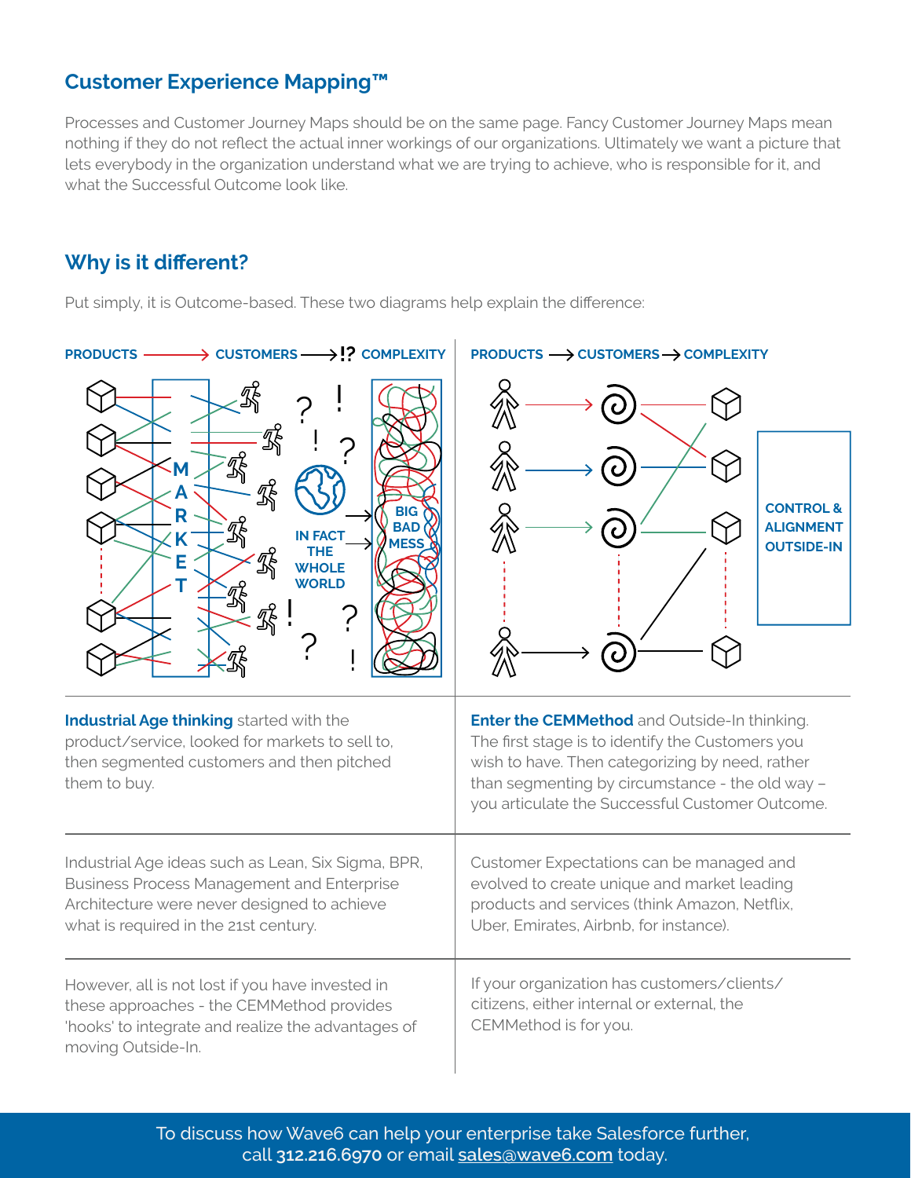## Customer Experience Mapping™

Processes and Customer Journey Maps should be on the same page. Fancy Customer Journey Maps mean nothing if they do not reflect the actual inner workings of our organizations. Ultimately we want a picture that lets everybody in the organization understand what we are trying to achieve, who is responsible for it, and what the Successful Outcome look like.

## Why is it different?

Put simply, it is Outcome-based. These two diagrams help explain the difference:

| PRODUCTS ⟶ CUSTOMERS ⟶!? COMPLEXITY | PRODUCTS ⟶ CUSTOMERS ⟶ COMPLEXITY |
|---|---|
| MARKET — IN FACT THE WHOLE WORLD — BIG BAD MESS | CONTROL & ALIGNMENT OUTSIDE-IN |
| **Industrial Age thinking** started with the product/service, looked for markets to sell to, then segmented customers and then pitched them to buy. | **Enter the CEMMethod** and Outside-In thinking. The first stage is to identify the Customers you wish to have. Then categorizing by need, rather than segmenting by circumstance - the old way – you articulate the Successful Customer Outcome. |
| Industrial Age ideas such as Lean, Six Sigma, BPR, Business Process Management and Enterprise Architecture were never designed to achieve what is required in the 21st century. | Customer Expectations can be managed and evolved to create unique and market leading products and services (think Amazon, Netflix, Uber, Emirates, Airbnb, for instance). |
| However, all is not lost if you have invested in these approaches - the CEMMethod provides 'hooks' to integrate and realize the advantages of moving Outside-In. | If your organization has customers/clients/citizens, either internal or external, the CEMMethod is for you. |

To discuss how Wave6 can help your enterprise take Salesforce further, call **312.216.6970** or email sales@wave6.com today.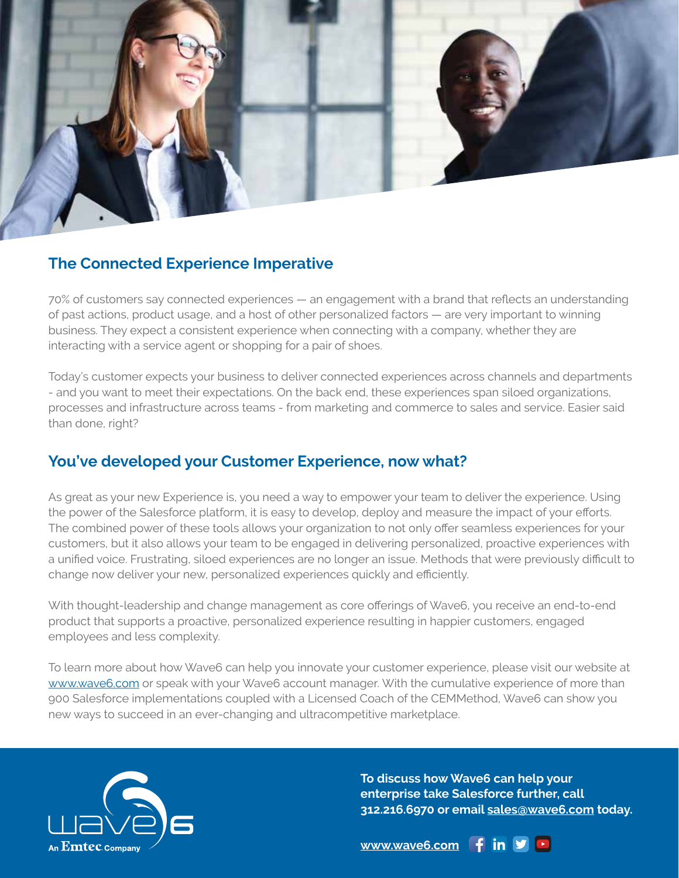## The Connected Experience Imperative

70% of customers say connected experiences — an engagement with a brand that reflects an understanding of past actions, product usage, and a host of other personalized factors — are very important to winning business. They expect a consistent experience when connecting with a company, whether they are interacting with a service agent or shopping for a pair of shoes.

Today's customer expects your business to deliver connected experiences across channels and departments - and you want to meet their expectations. On the back end, these experiences span siloed organizations, processes and infrastructure across teams - from marketing and commerce to sales and service. Easier said than done, right?

## You've developed your Customer Experience, now what?

As great as your new Experience is, you need a way to empower your team to deliver the experience. Using the power of the Salesforce platform, it is easy to develop, deploy and measure the impact of your efforts. The combined power of these tools allows your organization to not only offer seamless experiences for your customers, but it also allows your team to be engaged in delivering personalized, proactive experiences with a unified voice. Frustrating, siloed experiences are no longer an issue. Methods that were previously difficult to change now deliver your new, personalized experiences quickly and efficiently.

With thought-leadership and change management as core offerings of Wave6, you receive an end-to-end product that supports a proactive, personalized experience resulting in happier customers, engaged employees and less complexity.

To learn more about how Wave6 can help you innovate your customer experience, please visit our website at www.wave6.com or speak with your Wave6 account manager. With the cumulative experience of more than 900 Salesforce implementations coupled with a Licensed Coach of the CEMMethod, Wave6 can show you new ways to succeed in an ever-changing and ultracompetitive marketplace.

wave6
An Emtec Company

**To discuss how Wave6 can help your enterprise take Salesforce further, call 312.216.6970 or email sales@wave6.com today.**

**www.wave6.com**